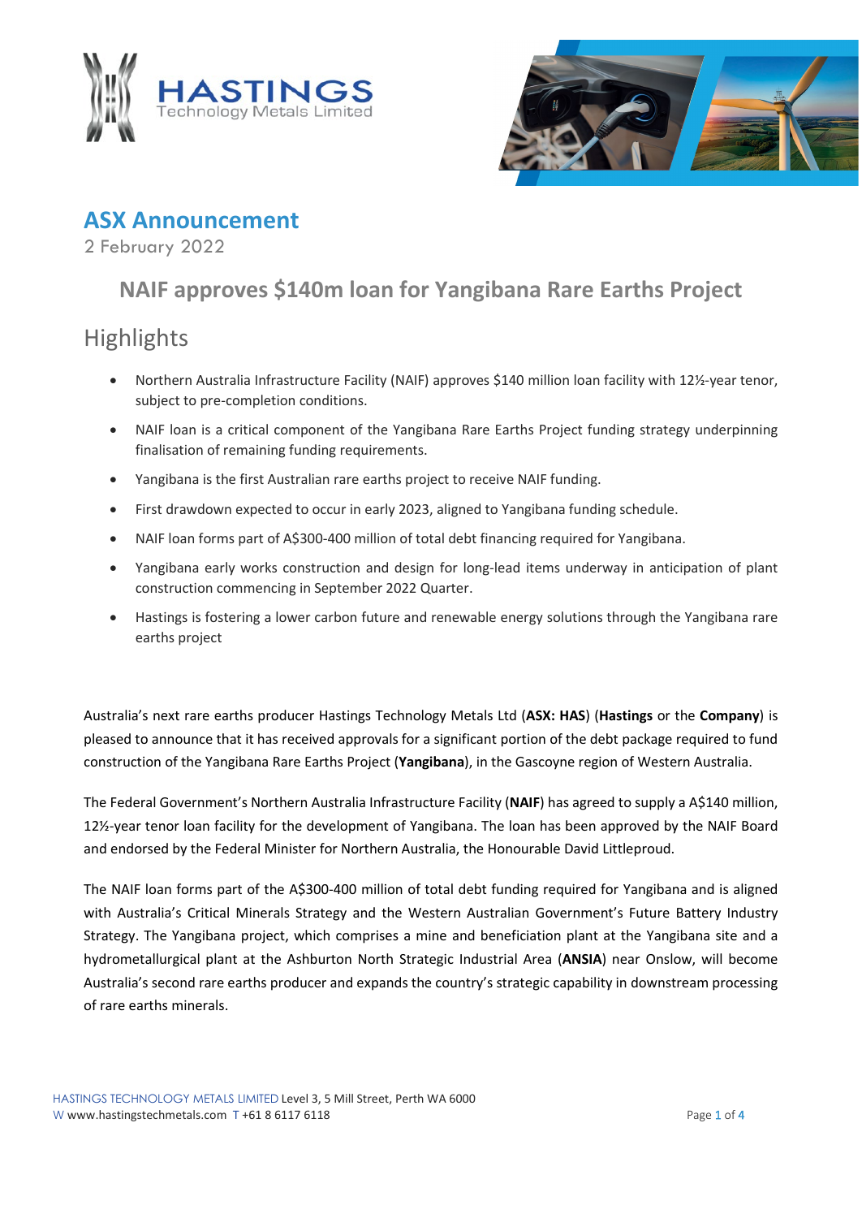# ASX Announcement

2 February 2022

## NAIF approves $140m loan for Yangibana Rare Earths Project

## Highlights

- Northern Australia Infrastructure Facility (NAIF) approves $140 million loan facility with 12½-year tenor, subject to pre-completion conditions.
- NAIF loan is a critical component of the Yangibana Rare Earths Project funding strategy underpinning finalisation of remaining funding requirements.
- Yangibana is the first Australian rare earths project to receive NAIF funding.
- First drawdown expected to occur in early 2023, aligned to Yangibana funding schedule.
- NAIF loan forms part of A$300-400 million of total debt financing required for Yangibana.
- Yangibana early works construction and design for long-lead items underway in anticipation of plant construction commencing in September 2022 Quarter.
- Hastings is fostering a lower carbon future and renewable energy solutions through the Yangibana rare earths project

Australia's next rare earths producer Hastings Technology Metals Ltd (**ASX: HAS**) (**Hastings** or the **Company**) is pleased to announce that it has received approvals for a significant portion of the debt package required to fund construction of the Yangibana Rare Earths Project (**Yangibana**), in the Gascoyne region of Western Australia.

The Federal Government's Northern Australia Infrastructure Facility (**NAIF**) has agreed to supply a A$140 million, 12½-year tenor loan facility for the development of Yangibana. The loan has been approved by the NAIF Board and endorsed by the Federal Minister for Northern Australia, the Honourable David Littleproud.

The NAIF loan forms part of the A$300-400 million of total debt funding required for Yangibana and is aligned with Australia's Critical Minerals Strategy and the Western Australian Government's Future Battery Industry Strategy. The Yangibana project, which comprises a mine and beneficiation plant at the Yangibana site and a hydrometallurgical plant at the Ashburton North Strategic Industrial Area (**ANSIA**) near Onslow, will become Australia's second rare earths producer and expands the country's strategic capability in downstream processing of rare earths minerals.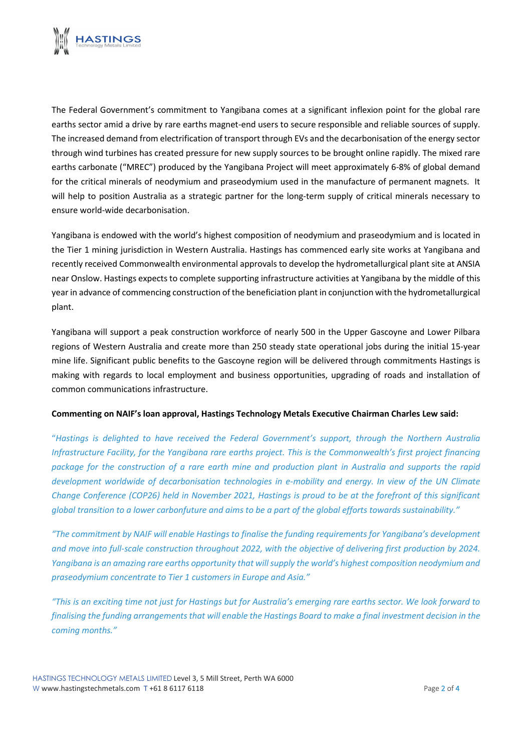The Federal Government's commitment to Yangibana comes at a significant inflexion point for the global rare earths sector amid a drive by rare earths magnet-end users to secure responsible and reliable sources of supply. The increased demand from electrification of transport through EVs and the decarbonisation of the energy sector through wind turbines has created pressure for new supply sources to be brought online rapidly. The mixed rare earths carbonate ("MREC") produced by the Yangibana Project will meet approximately 6-8% of global demand for the critical minerals of neodymium and praseodymium used in the manufacture of permanent magnets. It will help to position Australia as a strategic partner for the long-term supply of critical minerals necessary to ensure world-wide decarbonisation.

Yangibana is endowed with the world's highest composition of neodymium and praseodymium and is located in the Tier 1 mining jurisdiction in Western Australia. Hastings has commenced early site works at Yangibana and recently received Commonwealth environmental approvals to develop the hydrometallurgical plant site at ANSIA near Onslow. Hastings expects to complete supporting infrastructure activities at Yangibana by the middle of this year in advance of commencing construction of the beneficiation plant in conjunction with the hydrometallurgical plant.

Yangibana will support a peak construction workforce of nearly 500 in the Upper Gascoyne and Lower Pilbara regions of Western Australia and create more than 250 steady state operational jobs during the initial 15-year mine life. Significant public benefits to the Gascoyne region will be delivered through commitments Hastings is making with regards to local employment and business opportunities, upgrading of roads and installation of common communications infrastructure.

**Commenting on NAIF's loan approval, Hastings Technology Metals Executive Chairman Charles Lew said:**

*"Hastings is delighted to have received the Federal Government's support, through the Northern Australia Infrastructure Facility, for the Yangibana rare earths project. This is the Commonwealth's first project financing package for the construction of a rare earth mine and production plant in Australia and supports the rapid development worldwide of decarbonisation technologies in e-mobility and energy. In view of the UN Climate Change Conference (COP26) held in November 2021, Hastings is proud to be at the forefront of this significant global transition to a lower carbonfuture and aims to be a part of the global efforts towards sustainability."*

*"The commitment by NAIF will enable Hastings to finalise the funding requirements for Yangibana's development and move into full-scale construction throughout 2022, with the objective of delivering first production by 2024. Yangibana is an amazing rare earths opportunity that will supply the world's highest composition neodymium and praseodymium concentrate to Tier 1 customers in Europe and Asia."*

*"This is an exciting time not just for Hastings but for Australia's emerging rare earths sector. We look forward to finalising the funding arrangements that will enable the Hastings Board to make a final investment decision in the coming months."*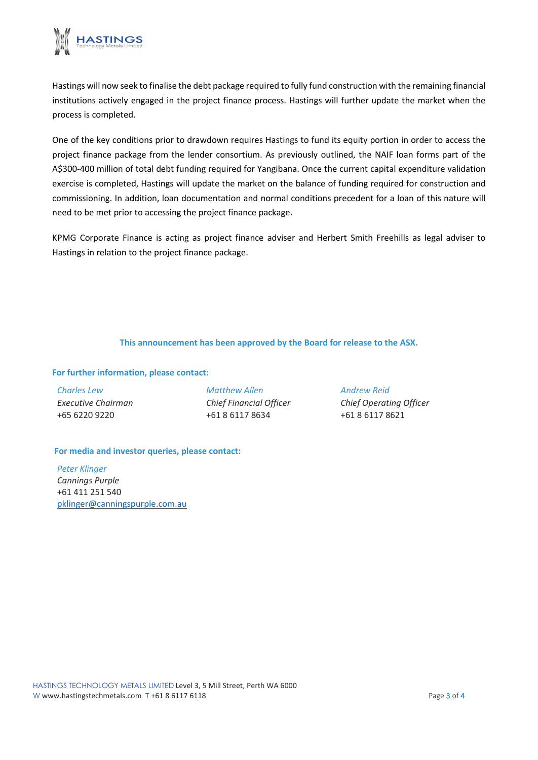Hastings will now seek to finalise the debt package required to fully fund construction with the remaining financial institutions actively engaged in the project finance process. Hastings will further update the market when the process is completed.

One of the key conditions prior to drawdown requires Hastings to fund its equity portion in order to access the project finance package from the lender consortium. As previously outlined, the NAIF loan forms part of the A$300-400 million of total debt funding required for Yangibana. Once the current capital expenditure validation exercise is completed, Hastings will update the market on the balance of funding required for construction and commissioning. In addition, loan documentation and normal conditions precedent for a loan of this nature will need to be met prior to accessing the project finance package.

KPMG Corporate Finance is acting as project finance adviser and Herbert Smith Freehills as legal adviser to Hastings in relation to the project finance package.

**This announcement has been approved by the Board for release to the ASX.**

**For further information, please contact:**

*Charles Lew*
*Executive Chairman*
+65 6220 9220

*Matthew Allen*
*Chief Financial Officer*
+61 8 6117 8634

*Andrew Reid*
*Chief Operating Officer*
+61 8 6117 8621

**For media and investor queries, please contact:**

*Peter Klinger*
*Cannings Purple*
+61 411 251 540
pklinger@canningspurple.com.au

HASTINGS TECHNOLOGY METALS LIMITED Level 3, 5 Mill Street, Perth WA 6000
W www.hastingstechmetals.com T +61 8 6117 6118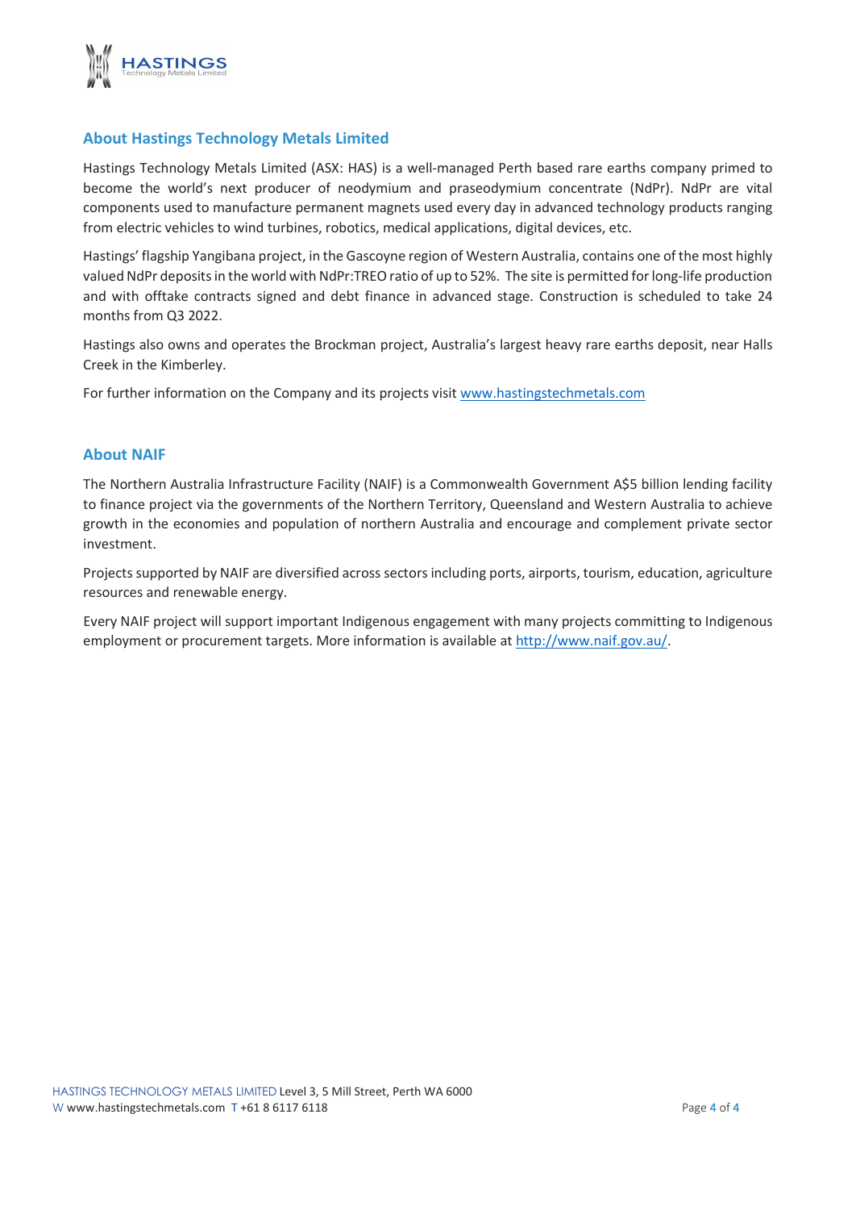## About Hastings Technology Metals Limited

Hastings Technology Metals Limited (ASX: HAS) is a well-managed Perth based rare earths company primed to become the world's next producer of neodymium and praseodymium concentrate (NdPr). NdPr are vital components used to manufacture permanent magnets used every day in advanced technology products ranging from electric vehicles to wind turbines, robotics, medical applications, digital devices, etc.

Hastings' flagship Yangibana project, in the Gascoyne region of Western Australia, contains one of the most highly valued NdPr deposits in the world with NdPr:TREO ratio of up to 52%. The site is permitted for long-life production and with offtake contracts signed and debt finance in advanced stage. Construction is scheduled to take 24 months from Q3 2022.

Hastings also owns and operates the Brockman project, Australia's largest heavy rare earths deposit, near Halls Creek in the Kimberley.

For further information on the Company and its projects visit www.hastingstechmetals.com

## About NAIF

The Northern Australia Infrastructure Facility (NAIF) is a Commonwealth Government A$5 billion lending facility to finance project via the governments of the Northern Territory, Queensland and Western Australia to achieve growth in the economies and population of northern Australia and encourage and complement private sector investment.

Projects supported by NAIF are diversified across sectors including ports, airports, tourism, education, agriculture resources and renewable energy.

Every NAIF project will support important Indigenous engagement with many projects committing to Indigenous employment or procurement targets. More information is available at http://www.naif.gov.au/.